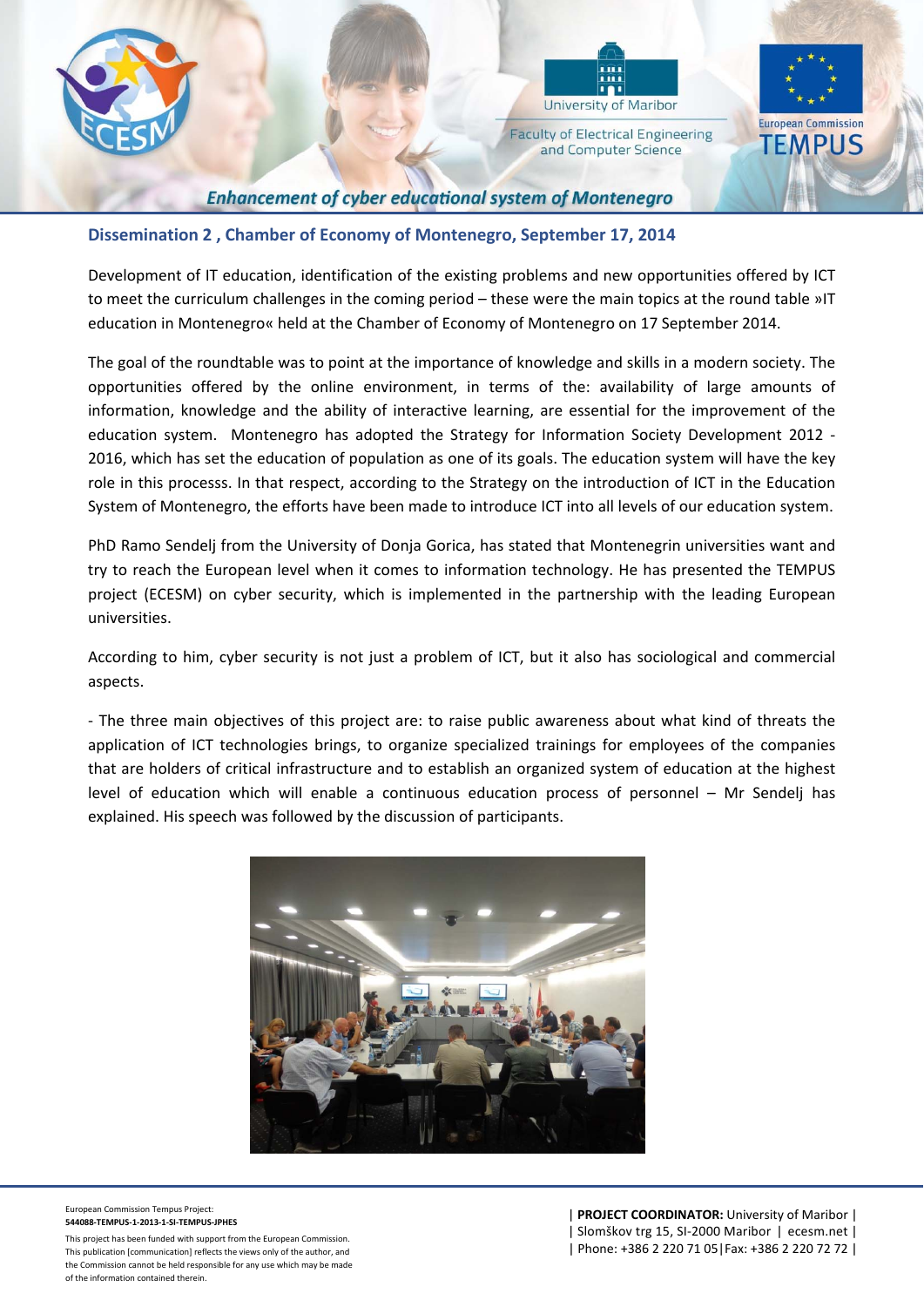## Dissemination 2 , Chamber of Economy of Montenegro, September 17, 2014

Development of IT education, identification of the existing problems and new opportunities offered by ICT to meet the curriculum challenges in the coming period – these were the main topics at the round table »IT education in Montenegro« held at the Chamber of Economy of Montenegro on 17 September 2014.

The goal of the roundtable was to point at the importance of knowledge and skills in a modern society. The opportunities offered by the online environment, in terms of the: availability of large amounts of information, knowledge and the ability of interactive learning, are essential for the improvement of the education system. Montenegro has adopted the Strategy for Information Society Development 2012 - 2016, which has set the education of population as one of its goals. The education system will have the key role in this processs. In that respect, according to the Strategy on the introduction of ICT in the Education System of Montenegro, the efforts have been made to introduce ICT into all levels of our education system.

PhD Ramo Sendelj from the University of Donja Gorica, has stated that Montenegrin universities want and try to reach the European level when it comes to information technology. He has presented the TEMPUS project (ECESM) on cyber security, which is implemented in the partnership with the leading European universities.

According to him, cyber security is not just a problem of ICT, but it also has sociological and commercial aspects.

- The three main objectives of this project are: to raise public awareness about what kind of threats the application of ICT technologies brings, to organize specialized trainings for employees of the companies that are holders of critical infrastructure and to establish an organized system of education at the highest level of education which will enable a continuous education process of personnel – Mr Sendelj has explained. His speech was followed by the discussion of participants.